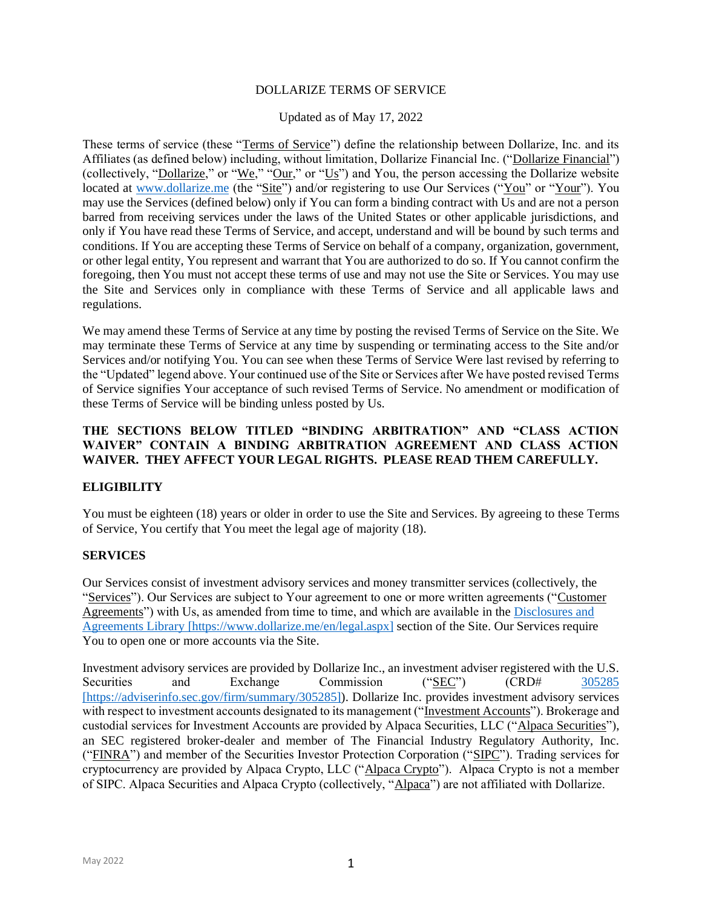# DOLLARIZE TERMS OF SERVICE

Updated as of May 17, 2022

These terms of service (these "Terms of Service") define the relationship between Dollarize, Inc. and its Affiliates (as defined below) including, without limitation, Dollarize Financial Inc. ("Dollarize Financial") (collectively, "Dollarize," or "We," "Our," or "Us") and You, the person accessing the Dollarize website located at www.dollarize.me (the "Site") and/or registering to use Our Services ("You" or "Your"). You may use the Services (defined below) only if You can form a binding contract with Us and are not a person barred from receiving services under the laws of the United States or other applicable jurisdictions, and only if You have read these Terms of Service, and accept, understand and will be bound by such terms and conditions. If You are accepting these Terms of Service on behalf of a company, organization, government, or other legal entity, You represent and warrant that You are authorized to do so. If You cannot confirm the foregoing, then You must not accept these terms of use and may not use the Site or Services. You may use the Site and Services only in compliance with these Terms of Service and all applicable laws and regulations.

We may amend these Terms of Service at any time by posting the revised Terms of Service on the Site. We may terminate these Terms of Service at any time by suspending or terminating access to the Site and/or Services and/or notifying You. You can see when these Terms of Service Were last revised by referring to the "Updated" legend above. Your continued use of the Site or Services after We have posted revised Terms of Service signifies Your acceptance of such revised Terms of Service. No amendment or modification of these Terms of Service will be binding unless posted by Us.

**THE SECTIONS BELOW TITLED "BINDING ARBITRATION" AND "CLASS ACTION WAIVER" CONTAIN A BINDING ARBITRATION AGREEMENT AND CLASS ACTION WAIVER. THEY AFFECT YOUR LEGAL RIGHTS. PLEASE READ THEM CAREFULLY.**

## ELIGIBILITY

You must be eighteen (18) years or older in order to use the Site and Services. By agreeing to these Terms of Service, You certify that You meet the legal age of majority (18).

## SERVICES

Our Services consist of investment advisory services and money transmitter services (collectively, the "Services"). Our Services are subject to Your agreement to one or more written agreements ("Customer Agreements") with Us, as amended from time to time, and which are available in the Disclosures and Agreements Library [https://www.dollarize.me/en/legal.aspx] section of the Site. Our Services require You to open one or more accounts via the Site.

Investment advisory services are provided by Dollarize Inc., an investment adviser registered with the U.S. Securities and Exchange Commission ("SEC") (CRD# 305285 [https://adviserinfo.sec.gov/firm/summary/305285]). Dollarize Inc. provides investment advisory services with respect to investment accounts designated to its management ("Investment Accounts"). Brokerage and custodial services for Investment Accounts are provided by Alpaca Securities, LLC ("Alpaca Securities"), an SEC registered broker-dealer and member of The Financial Industry Regulatory Authority, Inc. ("FINRA") and member of the Securities Investor Protection Corporation ("SIPC"). Trading services for cryptocurrency are provided by Alpaca Crypto, LLC ("Alpaca Crypto"). Alpaca Crypto is not a member of SIPC. Alpaca Securities and Alpaca Crypto (collectively, "Alpaca") are not affiliated with Dollarize.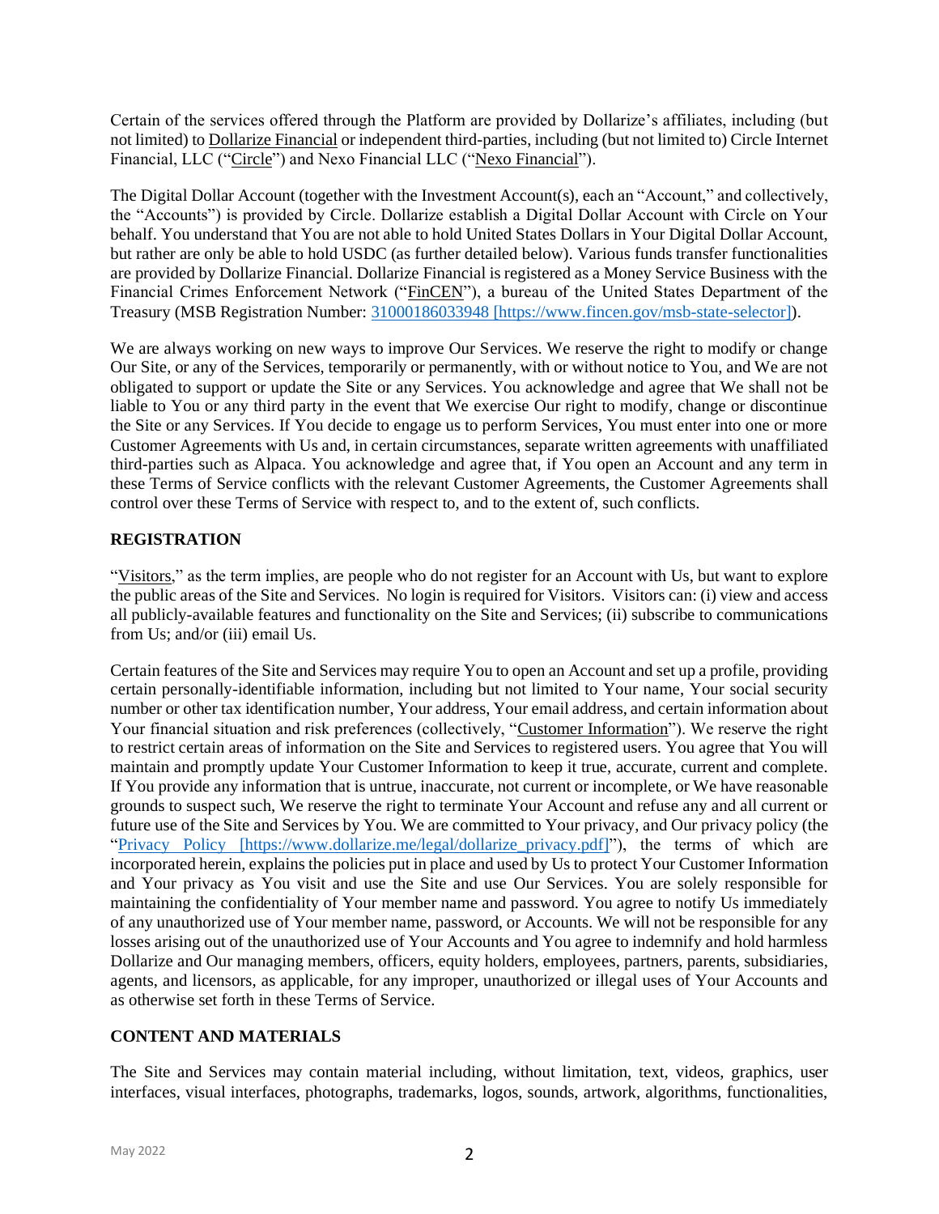Certain of the services offered through the Platform are provided by Dollarize's affiliates, including (but not limited) to Dollarize Financial or independent third-parties, including (but not limited to) Circle Internet Financial, LLC ("Circle") and Nexo Financial LLC ("Nexo Financial").

The Digital Dollar Account (together with the Investment Account(s), each an "Account," and collectively, the "Accounts") is provided by Circle. Dollarize establish a Digital Dollar Account with Circle on Your behalf. You understand that You are not able to hold United States Dollars in Your Digital Dollar Account, but rather are only be able to hold USDC (as further detailed below). Various funds transfer functionalities are provided by Dollarize Financial. Dollarize Financial is registered as a Money Service Business with the Financial Crimes Enforcement Network ("FinCEN"), a bureau of the United States Department of the Treasury (MSB Registration Number: 31000186033948 [https://www.fincen.gov/msb-state-selector]).

We are always working on new ways to improve Our Services. We reserve the right to modify or change Our Site, or any of the Services, temporarily or permanently, with or without notice to You, and We are not obligated to support or update the Site or any Services. You acknowledge and agree that We shall not be liable to You or any third party in the event that We exercise Our right to modify, change or discontinue the Site or any Services. If You decide to engage us to perform Services, You must enter into one or more Customer Agreements with Us and, in certain circumstances, separate written agreements with unaffiliated third-parties such as Alpaca. You acknowledge and agree that, if You open an Account and any term in these Terms of Service conflicts with the relevant Customer Agreements, the Customer Agreements shall control over these Terms of Service with respect to, and to the extent of, such conflicts.

## REGISTRATION

"Visitors," as the term implies, are people who do not register for an Account with Us, but want to explore the public areas of the Site and Services. No login is required for Visitors. Visitors can: (i) view and access all publicly-available features and functionality on the Site and Services; (ii) subscribe to communications from Us; and/or (iii) email Us.

Certain features of the Site and Services may require You to open an Account and set up a profile, providing certain personally-identifiable information, including but not limited to Your name, Your social security number or other tax identification number, Your address, Your email address, and certain information about Your financial situation and risk preferences (collectively, "Customer Information"). We reserve the right to restrict certain areas of information on the Site and Services to registered users. You agree that You will maintain and promptly update Your Customer Information to keep it true, accurate, current and complete. If You provide any information that is untrue, inaccurate, not current or incomplete, or We have reasonable grounds to suspect such, We reserve the right to terminate Your Account and refuse any and all current or future use of the Site and Services by You. We are committed to Your privacy, and Our privacy policy (the "Privacy Policy [https://www.dollarize.me/legal/dollarize_privacy.pdf]"), the terms of which are incorporated herein, explains the policies put in place and used by Us to protect Your Customer Information and Your privacy as You visit and use the Site and use Our Services. You are solely responsible for maintaining the confidentiality of Your member name and password. You agree to notify Us immediately of any unauthorized use of Your member name, password, or Accounts. We will not be responsible for any losses arising out of the unauthorized use of Your Accounts and You agree to indemnify and hold harmless Dollarize and Our managing members, officers, equity holders, employees, partners, parents, subsidiaries, agents, and licensors, as applicable, for any improper, unauthorized or illegal uses of Your Accounts and as otherwise set forth in these Terms of Service.

## CONTENT AND MATERIALS

The Site and Services may contain material including, without limitation, text, videos, graphics, user interfaces, visual interfaces, photographs, trademarks, logos, sounds, artwork, algorithms, functionalities,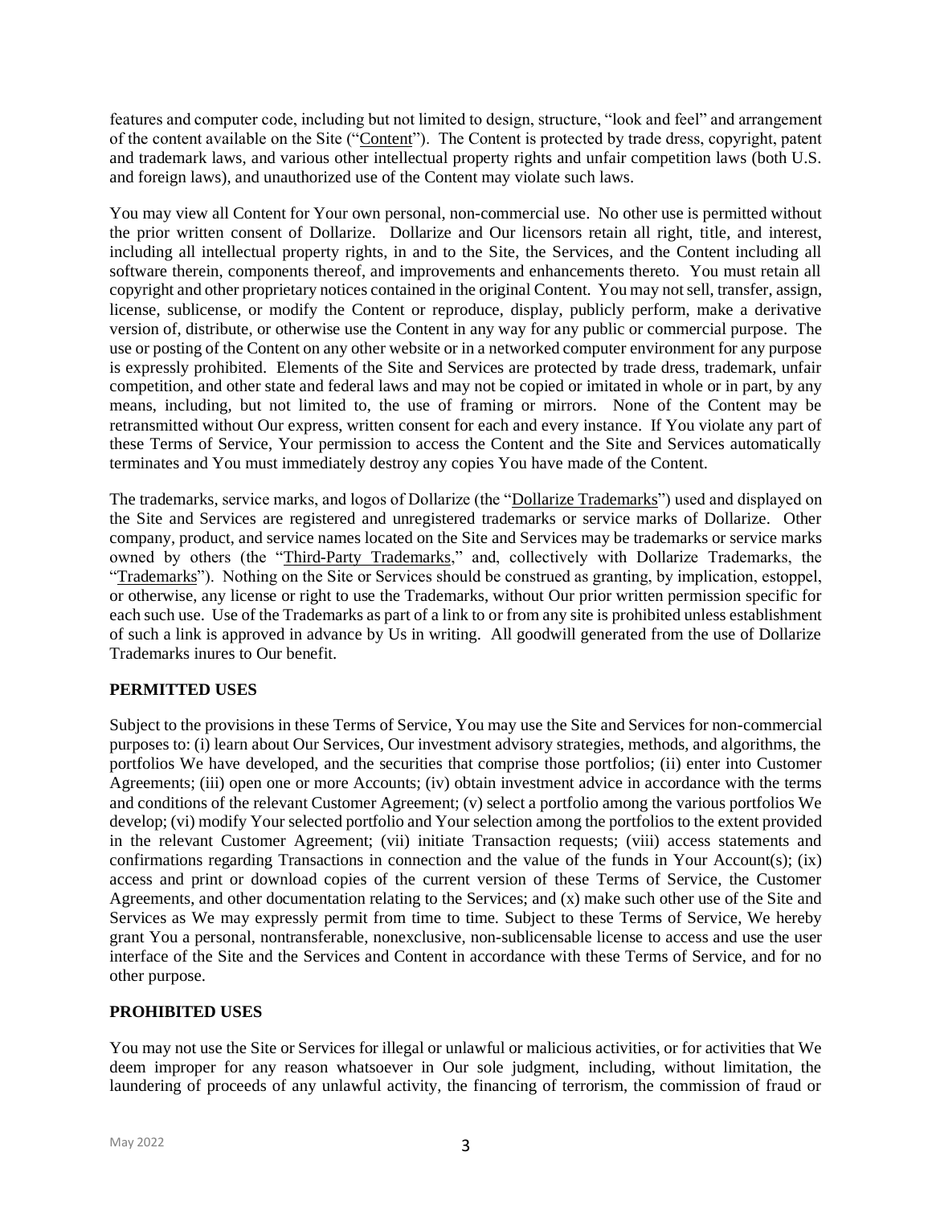features and computer code, including but not limited to design, structure, "look and feel" and arrangement of the content available on the Site ("Content"). The Content is protected by trade dress, copyright, patent and trademark laws, and various other intellectual property rights and unfair competition laws (both U.S. and foreign laws), and unauthorized use of the Content may violate such laws.

You may view all Content for Your own personal, non-commercial use. No other use is permitted without the prior written consent of Dollarize. Dollarize and Our licensors retain all right, title, and interest, including all intellectual property rights, in and to the Site, the Services, and the Content including all software therein, components thereof, and improvements and enhancements thereto. You must retain all copyright and other proprietary notices contained in the original Content. You may not sell, transfer, assign, license, sublicense, or modify the Content or reproduce, display, publicly perform, make a derivative version of, distribute, or otherwise use the Content in any way for any public or commercial purpose. The use or posting of the Content on any other website or in a networked computer environment for any purpose is expressly prohibited. Elements of the Site and Services are protected by trade dress, trademark, unfair competition, and other state and federal laws and may not be copied or imitated in whole or in part, by any means, including, but not limited to, the use of framing or mirrors. None of the Content may be retransmitted without Our express, written consent for each and every instance. If You violate any part of these Terms of Service, Your permission to access the Content and the Site and Services automatically terminates and You must immediately destroy any copies You have made of the Content.

The trademarks, service marks, and logos of Dollarize (the "Dollarize Trademarks") used and displayed on the Site and Services are registered and unregistered trademarks or service marks of Dollarize. Other company, product, and service names located on the Site and Services may be trademarks or service marks owned by others (the "Third-Party Trademarks," and, collectively with Dollarize Trademarks, the "Trademarks"). Nothing on the Site or Services should be construed as granting, by implication, estoppel, or otherwise, any license or right to use the Trademarks, without Our prior written permission specific for each such use. Use of the Trademarks as part of a link to or from any site is prohibited unless establishment of such a link is approved in advance by Us in writing. All goodwill generated from the use of Dollarize Trademarks inures to Our benefit.

**PERMITTED USES**

Subject to the provisions in these Terms of Service, You may use the Site and Services for non-commercial purposes to: (i) learn about Our Services, Our investment advisory strategies, methods, and algorithms, the portfolios We have developed, and the securities that comprise those portfolios; (ii) enter into Customer Agreements; (iii) open one or more Accounts; (iv) obtain investment advice in accordance with the terms and conditions of the relevant Customer Agreement; (v) select a portfolio among the various portfolios We develop; (vi) modify Your selected portfolio and Your selection among the portfolios to the extent provided in the relevant Customer Agreement; (vii) initiate Transaction requests; (viii) access statements and confirmations regarding Transactions in connection and the value of the funds in Your Account(s); (ix) access and print or download copies of the current version of these Terms of Service, the Customer Agreements, and other documentation relating to the Services; and (x) make such other use of the Site and Services as We may expressly permit from time to time. Subject to these Terms of Service, We hereby grant You a personal, nontransferable, nonexclusive, non-sublicensable license to access and use the user interface of the Site and the Services and Content in accordance with these Terms of Service, and for no other purpose.

**PROHIBITED USES**

You may not use the Site or Services for illegal or unlawful or malicious activities, or for activities that We deem improper for any reason whatsoever in Our sole judgment, including, without limitation, the laundering of proceeds of any unlawful activity, the financing of terrorism, the commission of fraud or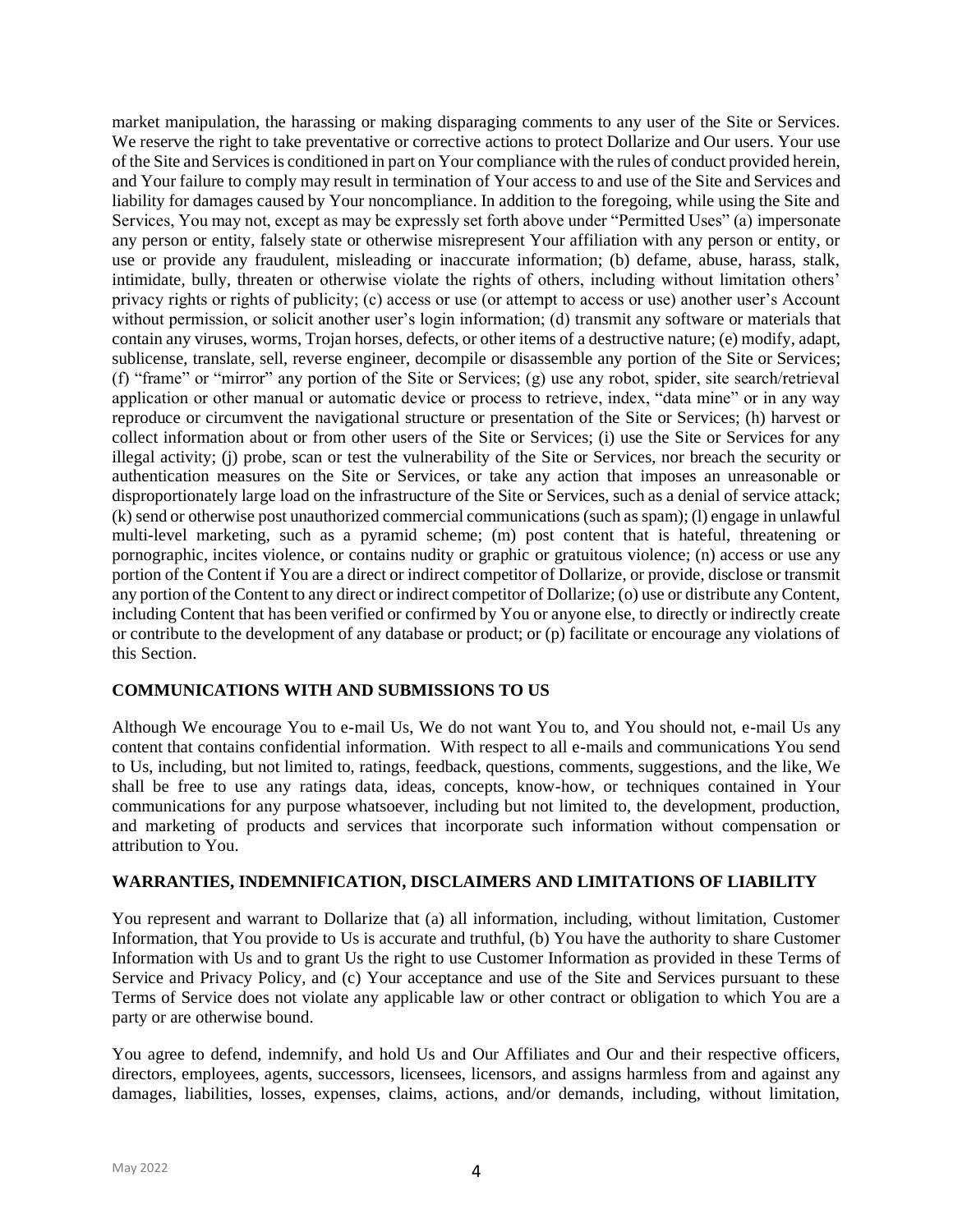market manipulation, the harassing or making disparaging comments to any user of the Site or Services. We reserve the right to take preventative or corrective actions to protect Dollarize and Our users. Your use of the Site and Services is conditioned in part on Your compliance with the rules of conduct provided herein, and Your failure to comply may result in termination of Your access to and use of the Site and Services and liability for damages caused by Your noncompliance. In addition to the foregoing, while using the Site and Services, You may not, except as may be expressly set forth above under "Permitted Uses" (a) impersonate any person or entity, falsely state or otherwise misrepresent Your affiliation with any person or entity, or use or provide any fraudulent, misleading or inaccurate information; (b) defame, abuse, harass, stalk, intimidate, bully, threaten or otherwise violate the rights of others, including without limitation others' privacy rights or rights of publicity; (c) access or use (or attempt to access or use) another user's Account without permission, or solicit another user's login information; (d) transmit any software or materials that contain any viruses, worms, Trojan horses, defects, or other items of a destructive nature; (e) modify, adapt, sublicense, translate, sell, reverse engineer, decompile or disassemble any portion of the Site or Services; (f) "frame" or "mirror" any portion of the Site or Services; (g) use any robot, spider, site search/retrieval application or other manual or automatic device or process to retrieve, index, "data mine" or in any way reproduce or circumvent the navigational structure or presentation of the Site or Services; (h) harvest or collect information about or from other users of the Site or Services; (i) use the Site or Services for any illegal activity; (j) probe, scan or test the vulnerability of the Site or Services, nor breach the security or authentication measures on the Site or Services, or take any action that imposes an unreasonable or disproportionately large load on the infrastructure of the Site or Services, such as a denial of service attack; (k) send or otherwise post unauthorized commercial communications (such as spam); (l) engage in unlawful multi-level marketing, such as a pyramid scheme; (m) post content that is hateful, threatening or pornographic, incites violence, or contains nudity or graphic or gratuitous violence; (n) access or use any portion of the Content if You are a direct or indirect competitor of Dollarize, or provide, disclose or transmit any portion of the Content to any direct or indirect competitor of Dollarize; (o) use or distribute any Content, including Content that has been verified or confirmed by You or anyone else, to directly or indirectly create or contribute to the development of any database or product; or (p) facilitate or encourage any violations of this Section.

## COMMUNICATIONS WITH AND SUBMISSIONS TO US

Although We encourage You to e-mail Us, We do not want You to, and You should not, e-mail Us any content that contains confidential information. With respect to all e-mails and communications You send to Us, including, but not limited to, ratings, feedback, questions, comments, suggestions, and the like, We shall be free to use any ratings data, ideas, concepts, know-how, or techniques contained in Your communications for any purpose whatsoever, including but not limited to, the development, production, and marketing of products and services that incorporate such information without compensation or attribution to You.

## WARRANTIES, INDEMNIFICATION, DISCLAIMERS AND LIMITATIONS OF LIABILITY

You represent and warrant to Dollarize that (a) all information, including, without limitation, Customer Information, that You provide to Us is accurate and truthful, (b) You have the authority to share Customer Information with Us and to grant Us the right to use Customer Information as provided in these Terms of Service and Privacy Policy, and (c) Your acceptance and use of the Site and Services pursuant to these Terms of Service does not violate any applicable law or other contract or obligation to which You are a party or are otherwise bound.

You agree to defend, indemnify, and hold Us and Our Affiliates and Our and their respective officers, directors, employees, agents, successors, licensees, licensors, and assigns harmless from and against any damages, liabilities, losses, expenses, claims, actions, and/or demands, including, without limitation,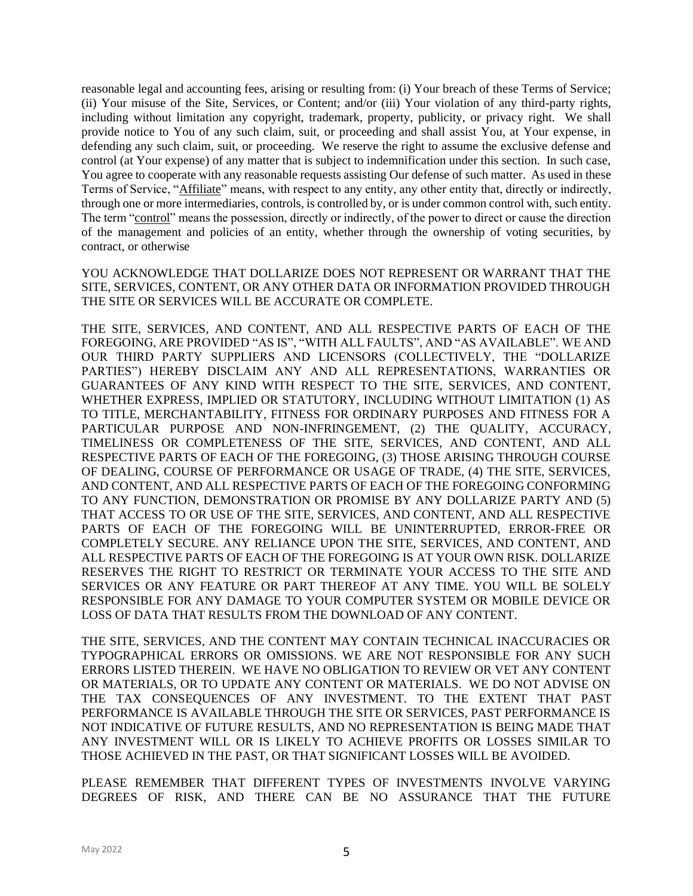reasonable legal and accounting fees, arising or resulting from: (i) Your breach of these Terms of Service; (ii) Your misuse of the Site, Services, or Content; and/or (iii) Your violation of any third-party rights, including without limitation any copyright, trademark, property, publicity, or privacy right. We shall provide notice to You of any such claim, suit, or proceeding and shall assist You, at Your expense, in defending any such claim, suit, or proceeding. We reserve the right to assume the exclusive defense and control (at Your expense) of any matter that is subject to indemnification under this section. In such case, You agree to cooperate with any reasonable requests assisting Our defense of such matter. As used in these Terms of Service, "Affiliate" means, with respect to any entity, any other entity that, directly or indirectly, through one or more intermediaries, controls, is controlled by, or is under common control with, such entity. The term "control" means the possession, directly or indirectly, of the power to direct or cause the direction of the management and policies of an entity, whether through the ownership of voting securities, by contract, or otherwise

YOU ACKNOWLEDGE THAT DOLLARIZE DOES NOT REPRESENT OR WARRANT THAT THE SITE, SERVICES, CONTENT, OR ANY OTHER DATA OR INFORMATION PROVIDED THROUGH THE SITE OR SERVICES WILL BE ACCURATE OR COMPLETE.

THE SITE, SERVICES, AND CONTENT, AND ALL RESPECTIVE PARTS OF EACH OF THE FOREGOING, ARE PROVIDED "AS IS", "WITH ALL FAULTS", AND "AS AVAILABLE". WE AND OUR THIRD PARTY SUPPLIERS AND LICENSORS (COLLECTIVELY, THE "DOLLARIZE PARTIES") HEREBY DISCLAIM ANY AND ALL REPRESENTATIONS, WARRANTIES OR GUARANTEES OF ANY KIND WITH RESPECT TO THE SITE, SERVICES, AND CONTENT, WHETHER EXPRESS, IMPLIED OR STATUTORY, INCLUDING WITHOUT LIMITATION (1) AS TO TITLE, MERCHANTABILITY, FITNESS FOR ORDINARY PURPOSES AND FITNESS FOR A PARTICULAR PURPOSE AND NON-INFRINGEMENT, (2) THE QUALITY, ACCURACY, TIMELINESS OR COMPLETENESS OF THE SITE, SERVICES, AND CONTENT, AND ALL RESPECTIVE PARTS OF EACH OF THE FOREGOING, (3) THOSE ARISING THROUGH COURSE OF DEALING, COURSE OF PERFORMANCE OR USAGE OF TRADE, (4) THE SITE, SERVICES, AND CONTENT, AND ALL RESPECTIVE PARTS OF EACH OF THE FOREGOING CONFORMING TO ANY FUNCTION, DEMONSTRATION OR PROMISE BY ANY DOLLARIZE PARTY AND (5) THAT ACCESS TO OR USE OF THE SITE, SERVICES, AND CONTENT, AND ALL RESPECTIVE PARTS OF EACH OF THE FOREGOING WILL BE UNINTERRUPTED, ERROR-FREE OR COMPLETELY SECURE. ANY RELIANCE UPON THE SITE, SERVICES, AND CONTENT, AND ALL RESPECTIVE PARTS OF EACH OF THE FOREGOING IS AT YOUR OWN RISK. DOLLARIZE RESERVES THE RIGHT TO RESTRICT OR TERMINATE YOUR ACCESS TO THE SITE AND SERVICES OR ANY FEATURE OR PART THEREOF AT ANY TIME. YOU WILL BE SOLELY RESPONSIBLE FOR ANY DAMAGE TO YOUR COMPUTER SYSTEM OR MOBILE DEVICE OR LOSS OF DATA THAT RESULTS FROM THE DOWNLOAD OF ANY CONTENT.

THE SITE, SERVICES, AND THE CONTENT MAY CONTAIN TECHNICAL INACCURACIES OR TYPOGRAPHICAL ERRORS OR OMISSIONS. WE ARE NOT RESPONSIBLE FOR ANY SUCH ERRORS LISTED THEREIN. WE HAVE NO OBLIGATION TO REVIEW OR VET ANY CONTENT OR MATERIALS, OR TO UPDATE ANY CONTENT OR MATERIALS. WE DO NOT ADVISE ON THE TAX CONSEQUENCES OF ANY INVESTMENT. TO THE EXTENT THAT PAST PERFORMANCE IS AVAILABLE THROUGH THE SITE OR SERVICES, PAST PERFORMANCE IS NOT INDICATIVE OF FUTURE RESULTS, AND NO REPRESENTATION IS BEING MADE THAT ANY INVESTMENT WILL OR IS LIKELY TO ACHIEVE PROFITS OR LOSSES SIMILAR TO THOSE ACHIEVED IN THE PAST, OR THAT SIGNIFICANT LOSSES WILL BE AVOIDED.

PLEASE REMEMBER THAT DIFFERENT TYPES OF INVESTMENTS INVOLVE VARYING DEGREES OF RISK, AND THERE CAN BE NO ASSURANCE THAT THE FUTURE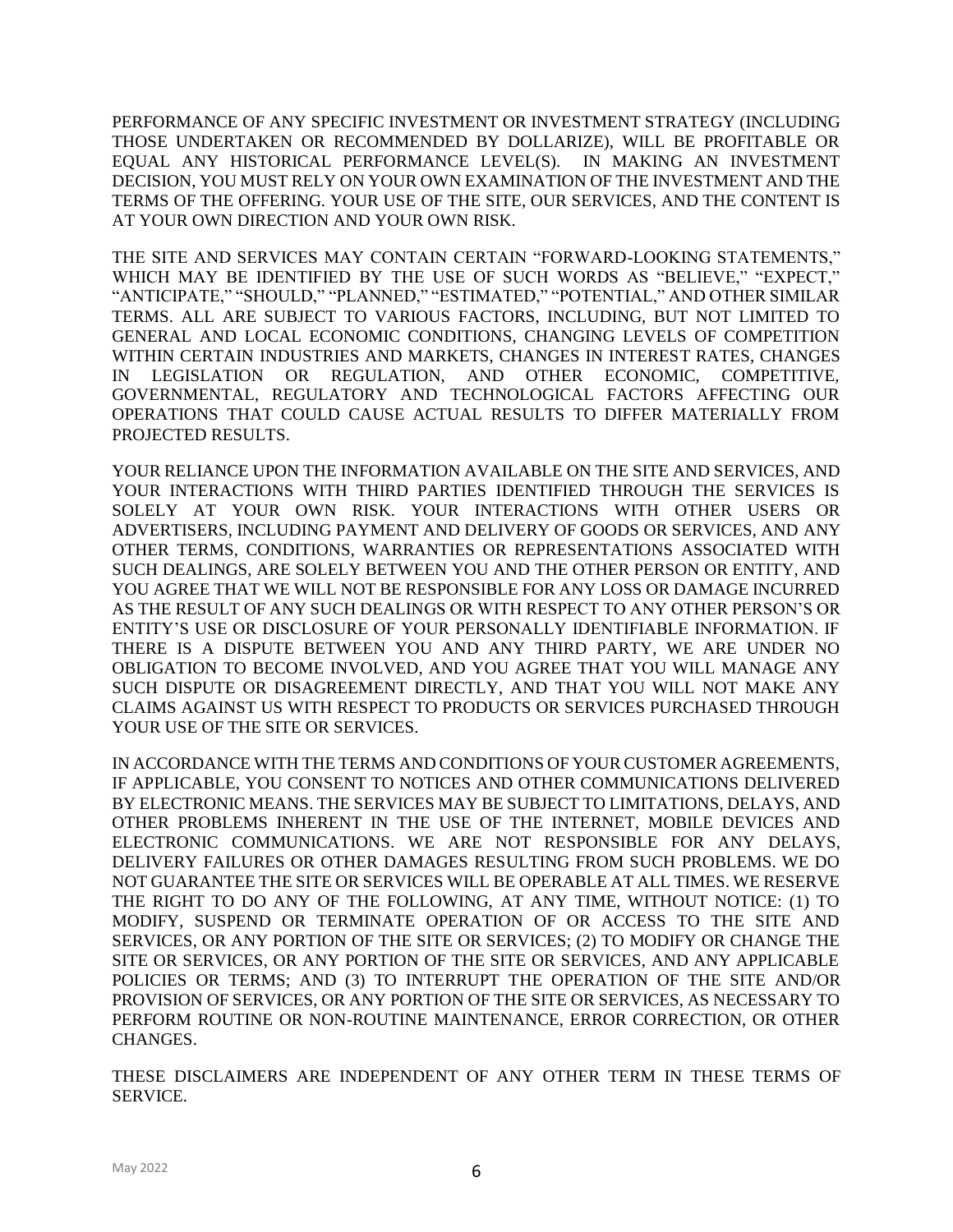PERFORMANCE OF ANY SPECIFIC INVESTMENT OR INVESTMENT STRATEGY (INCLUDING THOSE UNDERTAKEN OR RECOMMENDED BY DOLLARIZE), WILL BE PROFITABLE OR EQUAL ANY HISTORICAL PERFORMANCE LEVEL(S). IN MAKING AN INVESTMENT DECISION, YOU MUST RELY ON YOUR OWN EXAMINATION OF THE INVESTMENT AND THE TERMS OF THE OFFERING. YOUR USE OF THE SITE, OUR SERVICES, AND THE CONTENT IS AT YOUR OWN DIRECTION AND YOUR OWN RISK.

THE SITE AND SERVICES MAY CONTAIN CERTAIN "FORWARD-LOOKING STATEMENTS," WHICH MAY BE IDENTIFIED BY THE USE OF SUCH WORDS AS "BELIEVE," "EXPECT," "ANTICIPATE," "SHOULD," "PLANNED," "ESTIMATED," "POTENTIAL," AND OTHER SIMILAR TERMS. ALL ARE SUBJECT TO VARIOUS FACTORS, INCLUDING, BUT NOT LIMITED TO GENERAL AND LOCAL ECONOMIC CONDITIONS, CHANGING LEVELS OF COMPETITION WITHIN CERTAIN INDUSTRIES AND MARKETS, CHANGES IN INTEREST RATES, CHANGES IN LEGISLATION OR REGULATION, AND OTHER ECONOMIC, COMPETITIVE, GOVERNMENTAL, REGULATORY AND TECHNOLOGICAL FACTORS AFFECTING OUR OPERATIONS THAT COULD CAUSE ACTUAL RESULTS TO DIFFER MATERIALLY FROM PROJECTED RESULTS.

YOUR RELIANCE UPON THE INFORMATION AVAILABLE ON THE SITE AND SERVICES, AND YOUR INTERACTIONS WITH THIRD PARTIES IDENTIFIED THROUGH THE SERVICES IS SOLELY AT YOUR OWN RISK. YOUR INTERACTIONS WITH OTHER USERS OR ADVERTISERS, INCLUDING PAYMENT AND DELIVERY OF GOODS OR SERVICES, AND ANY OTHER TERMS, CONDITIONS, WARRANTIES OR REPRESENTATIONS ASSOCIATED WITH SUCH DEALINGS, ARE SOLELY BETWEEN YOU AND THE OTHER PERSON OR ENTITY, AND YOU AGREE THAT WE WILL NOT BE RESPONSIBLE FOR ANY LOSS OR DAMAGE INCURRED AS THE RESULT OF ANY SUCH DEALINGS OR WITH RESPECT TO ANY OTHER PERSON'S OR ENTITY'S USE OR DISCLOSURE OF YOUR PERSONALLY IDENTIFIABLE INFORMATION. IF THERE IS A DISPUTE BETWEEN YOU AND ANY THIRD PARTY, WE ARE UNDER NO OBLIGATION TO BECOME INVOLVED, AND YOU AGREE THAT YOU WILL MANAGE ANY SUCH DISPUTE OR DISAGREEMENT DIRECTLY, AND THAT YOU WILL NOT MAKE ANY CLAIMS AGAINST US WITH RESPECT TO PRODUCTS OR SERVICES PURCHASED THROUGH YOUR USE OF THE SITE OR SERVICES.

IN ACCORDANCE WITH THE TERMS AND CONDITIONS OF YOUR CUSTOMER AGREEMENTS, IF APPLICABLE, YOU CONSENT TO NOTICES AND OTHER COMMUNICATIONS DELIVERED BY ELECTRONIC MEANS. THE SERVICES MAY BE SUBJECT TO LIMITATIONS, DELAYS, AND OTHER PROBLEMS INHERENT IN THE USE OF THE INTERNET, MOBILE DEVICES AND ELECTRONIC COMMUNICATIONS. WE ARE NOT RESPONSIBLE FOR ANY DELAYS, DELIVERY FAILURES OR OTHER DAMAGES RESULTING FROM SUCH PROBLEMS. WE DO NOT GUARANTEE THE SITE OR SERVICES WILL BE OPERABLE AT ALL TIMES. WE RESERVE THE RIGHT TO DO ANY OF THE FOLLOWING, AT ANY TIME, WITHOUT NOTICE: (1) TO MODIFY, SUSPEND OR TERMINATE OPERATION OF OR ACCESS TO THE SITE AND SERVICES, OR ANY PORTION OF THE SITE OR SERVICES; (2) TO MODIFY OR CHANGE THE SITE OR SERVICES, OR ANY PORTION OF THE SITE OR SERVICES, AND ANY APPLICABLE POLICIES OR TERMS; AND (3) TO INTERRUPT THE OPERATION OF THE SITE AND/OR PROVISION OF SERVICES, OR ANY PORTION OF THE SITE OR SERVICES, AS NECESSARY TO PERFORM ROUTINE OR NON-ROUTINE MAINTENANCE, ERROR CORRECTION, OR OTHER CHANGES.

THESE DISCLAIMERS ARE INDEPENDENT OF ANY OTHER TERM IN THESE TERMS OF SERVICE.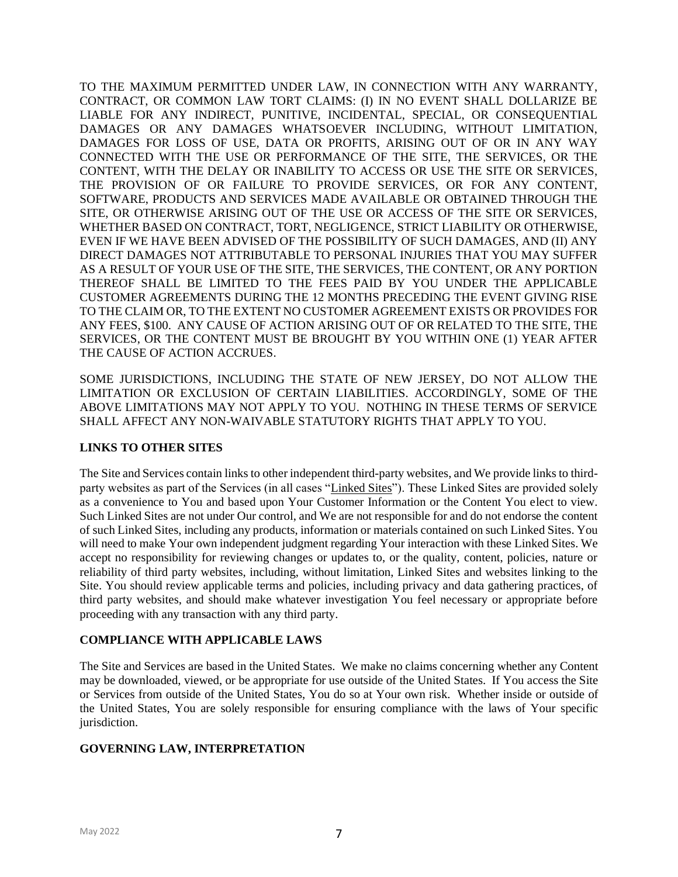TO THE MAXIMUM PERMITTED UNDER LAW, IN CONNECTION WITH ANY WARRANTY, CONTRACT, OR COMMON LAW TORT CLAIMS: (I) IN NO EVENT SHALL DOLLARIZE BE LIABLE FOR ANY INDIRECT, PUNITIVE, INCIDENTAL, SPECIAL, OR CONSEQUENTIAL DAMAGES OR ANY DAMAGES WHATSOEVER INCLUDING, WITHOUT LIMITATION, DAMAGES FOR LOSS OF USE, DATA OR PROFITS, ARISING OUT OF OR IN ANY WAY CONNECTED WITH THE USE OR PERFORMANCE OF THE SITE, THE SERVICES, OR THE CONTENT, WITH THE DELAY OR INABILITY TO ACCESS OR USE THE SITE OR SERVICES, THE PROVISION OF OR FAILURE TO PROVIDE SERVICES, OR FOR ANY CONTENT, SOFTWARE, PRODUCTS AND SERVICES MADE AVAILABLE OR OBTAINED THROUGH THE SITE, OR OTHERWISE ARISING OUT OF THE USE OR ACCESS OF THE SITE OR SERVICES, WHETHER BASED ON CONTRACT, TORT, NEGLIGENCE, STRICT LIABILITY OR OTHERWISE, EVEN IF WE HAVE BEEN ADVISED OF THE POSSIBILITY OF SUCH DAMAGES, AND (II) ANY DIRECT DAMAGES NOT ATTRIBUTABLE TO PERSONAL INJURIES THAT YOU MAY SUFFER AS A RESULT OF YOUR USE OF THE SITE, THE SERVICES, THE CONTENT, OR ANY PORTION THEREOF SHALL BE LIMITED TO THE FEES PAID BY YOU UNDER THE APPLICABLE CUSTOMER AGREEMENTS DURING THE 12 MONTHS PRECEDING THE EVENT GIVING RISE TO THE CLAIM OR, TO THE EXTENT NO CUSTOMER AGREEMENT EXISTS OR PROVIDES FOR ANY FEES, $100. ANY CAUSE OF ACTION ARISING OUT OF OR RELATED TO THE SITE, THE SERVICES, OR THE CONTENT MUST BE BROUGHT BY YOU WITHIN ONE (1) YEAR AFTER THE CAUSE OF ACTION ACCRUES.

SOME JURISDICTIONS, INCLUDING THE STATE OF NEW JERSEY, DO NOT ALLOW THE LIMITATION OR EXCLUSION OF CERTAIN LIABILITIES. ACCORDINGLY, SOME OF THE ABOVE LIMITATIONS MAY NOT APPLY TO YOU. NOTHING IN THESE TERMS OF SERVICE SHALL AFFECT ANY NON-WAIVABLE STATUTORY RIGHTS THAT APPLY TO YOU.

### LINKS TO OTHER SITES

The Site and Services contain links to other independent third-party websites, and We provide links to third-party websites as part of the Services (in all cases "Linked Sites"). These Linked Sites are provided solely as a convenience to You and based upon Your Customer Information or the Content You elect to view. Such Linked Sites are not under Our control, and We are not responsible for and do not endorse the content of such Linked Sites, including any products, information or materials contained on such Linked Sites. You will need to make Your own independent judgment regarding Your interaction with these Linked Sites. We accept no responsibility for reviewing changes or updates to, or the quality, content, policies, nature or reliability of third party websites, including, without limitation, Linked Sites and websites linking to the Site. You should review applicable terms and policies, including privacy and data gathering practices, of third party websites, and should make whatever investigation You feel necessary or appropriate before proceeding with any transaction with any third party.

### COMPLIANCE WITH APPLICABLE LAWS

The Site and Services are based in the United States. We make no claims concerning whether any Content may be downloaded, viewed, or be appropriate for use outside of the United States. If You access the Site or Services from outside of the United States, You do so at Your own risk. Whether inside or outside of the United States, You are solely responsible for ensuring compliance with the laws of Your specific jurisdiction.

### GOVERNING LAW, INTERPRETATION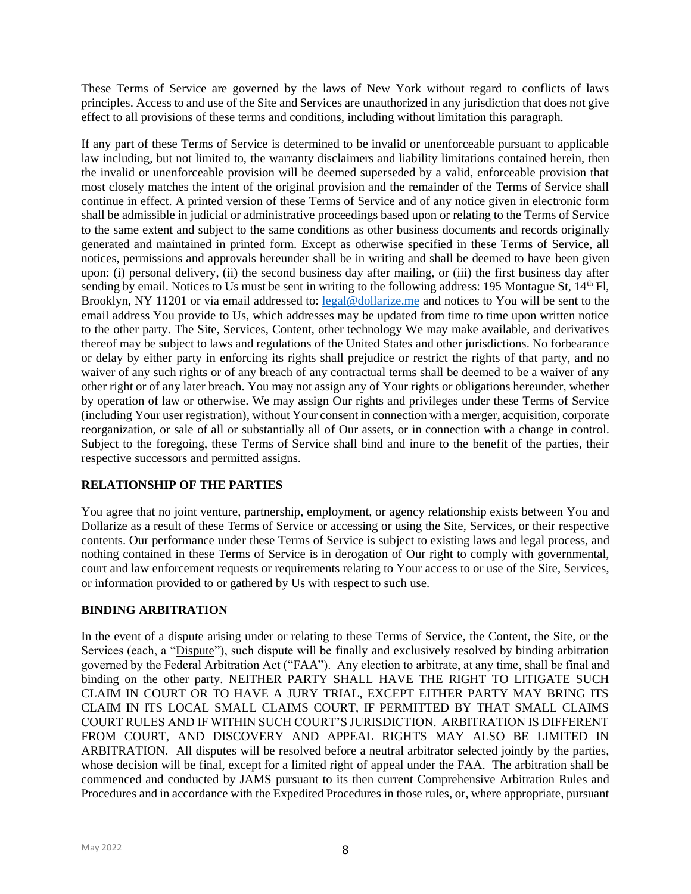These Terms of Service are governed by the laws of New York without regard to conflicts of laws principles. Access to and use of the Site and Services are unauthorized in any jurisdiction that does not give effect to all provisions of these terms and conditions, including without limitation this paragraph.

If any part of these Terms of Service is determined to be invalid or unenforceable pursuant to applicable law including, but not limited to, the warranty disclaimers and liability limitations contained herein, then the invalid or unenforceable provision will be deemed superseded by a valid, enforceable provision that most closely matches the intent of the original provision and the remainder of the Terms of Service shall continue in effect. A printed version of these Terms of Service and of any notice given in electronic form shall be admissible in judicial or administrative proceedings based upon or relating to the Terms of Service to the same extent and subject to the same conditions as other business documents and records originally generated and maintained in printed form. Except as otherwise specified in these Terms of Service, all notices, permissions and approvals hereunder shall be in writing and shall be deemed to have been given upon: (i) personal delivery, (ii) the second business day after mailing, or (iii) the first business day after sending by email. Notices to Us must be sent in writing to the following address: 195 Montague St, 14th Fl, Brooklyn, NY 11201 or via email addressed to: legal@dollarize.me and notices to You will be sent to the email address You provide to Us, which addresses may be updated from time to time upon written notice to the other party. The Site, Services, Content, other technology We may make available, and derivatives thereof may be subject to laws and regulations of the United States and other jurisdictions. No forbearance or delay by either party in enforcing its rights shall prejudice or restrict the rights of that party, and no waiver of any such rights or of any breach of any contractual terms shall be deemed to be a waiver of any other right or of any later breach. You may not assign any of Your rights or obligations hereunder, whether by operation of law or otherwise. We may assign Our rights and privileges under these Terms of Service (including Your user registration), without Your consent in connection with a merger, acquisition, corporate reorganization, or sale of all or substantially all of Our assets, or in connection with a change in control. Subject to the foregoing, these Terms of Service shall bind and inure to the benefit of the parties, their respective successors and permitted assigns.

## RELATIONSHIP OF THE PARTIES

You agree that no joint venture, partnership, employment, or agency relationship exists between You and Dollarize as a result of these Terms of Service or accessing or using the Site, Services, or their respective contents. Our performance under these Terms of Service is subject to existing laws and legal process, and nothing contained in these Terms of Service is in derogation of Our right to comply with governmental, court and law enforcement requests or requirements relating to Your access to or use of the Site, Services, or information provided to or gathered by Us with respect to such use.

## BINDING ARBITRATION

In the event of a dispute arising under or relating to these Terms of Service, the Content, the Site, or the Services (each, a "Dispute"), such dispute will be finally and exclusively resolved by binding arbitration governed by the Federal Arbitration Act ("FAA"). Any election to arbitrate, at any time, shall be final and binding on the other party. NEITHER PARTY SHALL HAVE THE RIGHT TO LITIGATE SUCH CLAIM IN COURT OR TO HAVE A JURY TRIAL, EXCEPT EITHER PARTY MAY BRING ITS CLAIM IN ITS LOCAL SMALL CLAIMS COURT, IF PERMITTED BY THAT SMALL CLAIMS COURT RULES AND IF WITHIN SUCH COURT'S JURISDICTION. ARBITRATION IS DIFFERENT FROM COURT, AND DISCOVERY AND APPEAL RIGHTS MAY ALSO BE LIMITED IN ARBITRATION. All disputes will be resolved before a neutral arbitrator selected jointly by the parties, whose decision will be final, except for a limited right of appeal under the FAA. The arbitration shall be commenced and conducted by JAMS pursuant to its then current Comprehensive Arbitration Rules and Procedures and in accordance with the Expedited Procedures in those rules, or, where appropriate, pursuant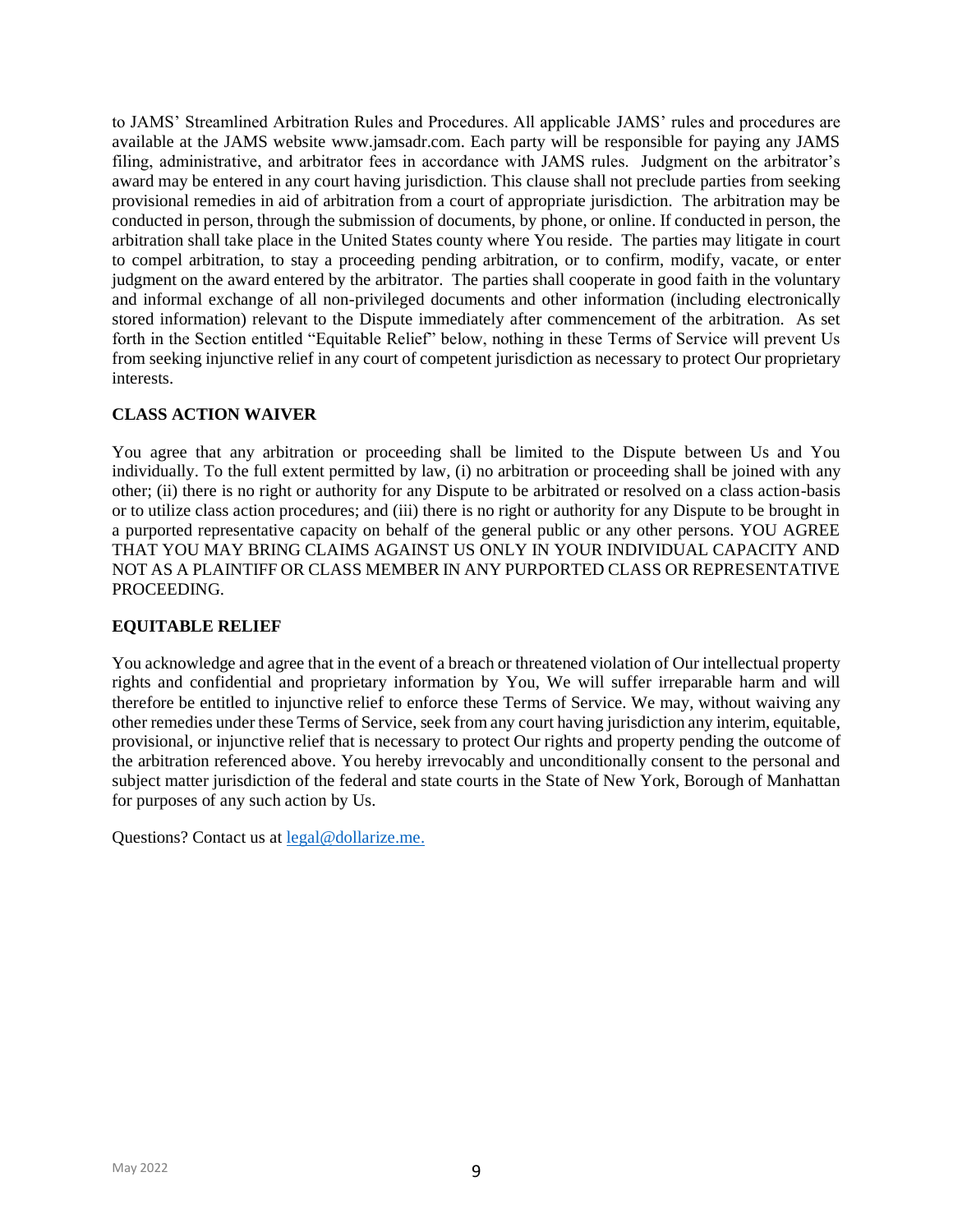to JAMS' Streamlined Arbitration Rules and Procedures. All applicable JAMS' rules and procedures are available at the JAMS website www.jamsadr.com. Each party will be responsible for paying any JAMS filing, administrative, and arbitrator fees in accordance with JAMS rules. Judgment on the arbitrator's award may be entered in any court having jurisdiction. This clause shall not preclude parties from seeking provisional remedies in aid of arbitration from a court of appropriate jurisdiction. The arbitration may be conducted in person, through the submission of documents, by phone, or online. If conducted in person, the arbitration shall take place in the United States county where You reside. The parties may litigate in court to compel arbitration, to stay a proceeding pending arbitration, or to confirm, modify, vacate, or enter judgment on the award entered by the arbitrator. The parties shall cooperate in good faith in the voluntary and informal exchange of all non-privileged documents and other information (including electronically stored information) relevant to the Dispute immediately after commencement of the arbitration. As set forth in the Section entitled "Equitable Relief" below, nothing in these Terms of Service will prevent Us from seeking injunctive relief in any court of competent jurisdiction as necessary to protect Our proprietary interests.

**CLASS ACTION WAIVER**

You agree that any arbitration or proceeding shall be limited to the Dispute between Us and You individually. To the full extent permitted by law, (i) no arbitration or proceeding shall be joined with any other; (ii) there is no right or authority for any Dispute to be arbitrated or resolved on a class action-basis or to utilize class action procedures; and (iii) there is no right or authority for any Dispute to be brought in a purported representative capacity on behalf of the general public or any other persons. YOU AGREE THAT YOU MAY BRING CLAIMS AGAINST US ONLY IN YOUR INDIVIDUAL CAPACITY AND NOT AS A PLAINTIFF OR CLASS MEMBER IN ANY PURPORTED CLASS OR REPRESENTATIVE PROCEEDING.

**EQUITABLE RELIEF**

You acknowledge and agree that in the event of a breach or threatened violation of Our intellectual property rights and confidential and proprietary information by You, We will suffer irreparable harm and will therefore be entitled to injunctive relief to enforce these Terms of Service. We may, without waiving any other remedies under these Terms of Service, seek from any court having jurisdiction any interim, equitable, provisional, or injunctive relief that is necessary to protect Our rights and property pending the outcome of the arbitration referenced above. You hereby irrevocably and unconditionally consent to the personal and subject matter jurisdiction of the federal and state courts in the State of New York, Borough of Manhattan for purposes of any such action by Us.

Questions? Contact us at legal@dollarize.me.